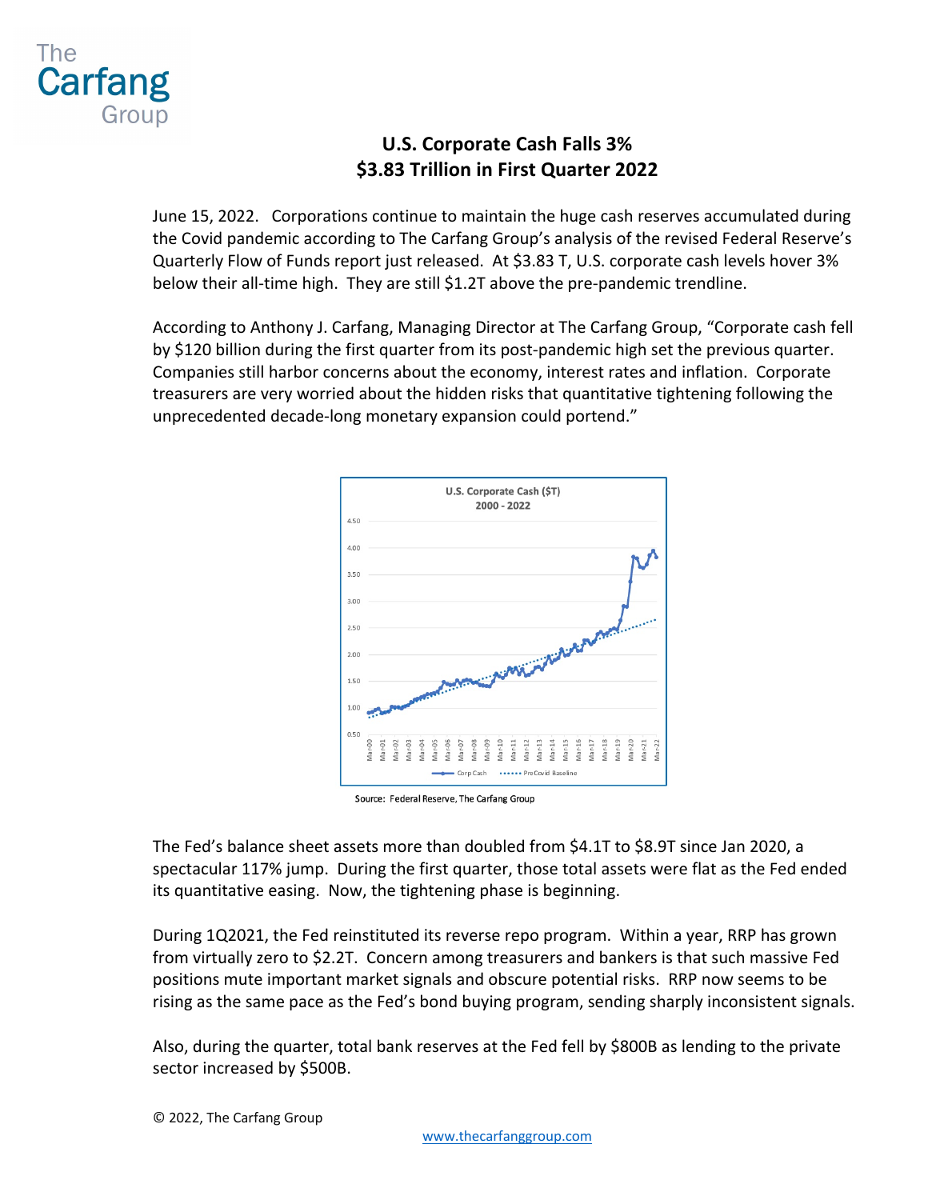The Carfang Group

# U.S. Corporate Cash Falls 3%
# $3.83 Trillion in First Quarter 2022

June 15, 2022. Corporations continue to maintain the huge cash reserves accumulated during the Covid pandemic according to The Carfang Group's analysis of the revised Federal Reserve's Quarterly Flow of Funds report just released. At $3.83 T, U.S. corporate cash levels hover 3% below their all-time high. They are still $1.2T above the pre-pandemic trendline.

According to Anthony J. Carfang, Managing Director at The Carfang Group, "Corporate cash fell by $120 billion during the first quarter from its post-pandemic high set the previous quarter. Companies still harbor concerns about the economy, interest rates and inflation. Corporate treasurers are very worried about the hidden risks that quantitative tightening following the unprecedented decade-long monetary expansion could portend."

Source: Federal Reserve, The Carfang Group

The Fed's balance sheet assets more than doubled from $4.1T to $8.9T since Jan 2020, a spectacular 117% jump. During the first quarter, those total assets were flat as the Fed ended its quantitative easing. Now, the tightening phase is beginning.

During 1Q2021, the Fed reinstituted its reverse repo program. Within a year, RRP has grown from virtually zero to $2.2T. Concern among treasurers and bankers is that such massive Fed positions mute important market signals and obscure potential risks. RRP now seems to be rising as the same pace as the Fed's bond buying program, sending sharply inconsistent signals.

Also, during the quarter, total bank reserves at the Fed fell by $800B as lending to the private sector increased by $500B.

© 2022, The Carfang Group

www.thecarfanggroup.com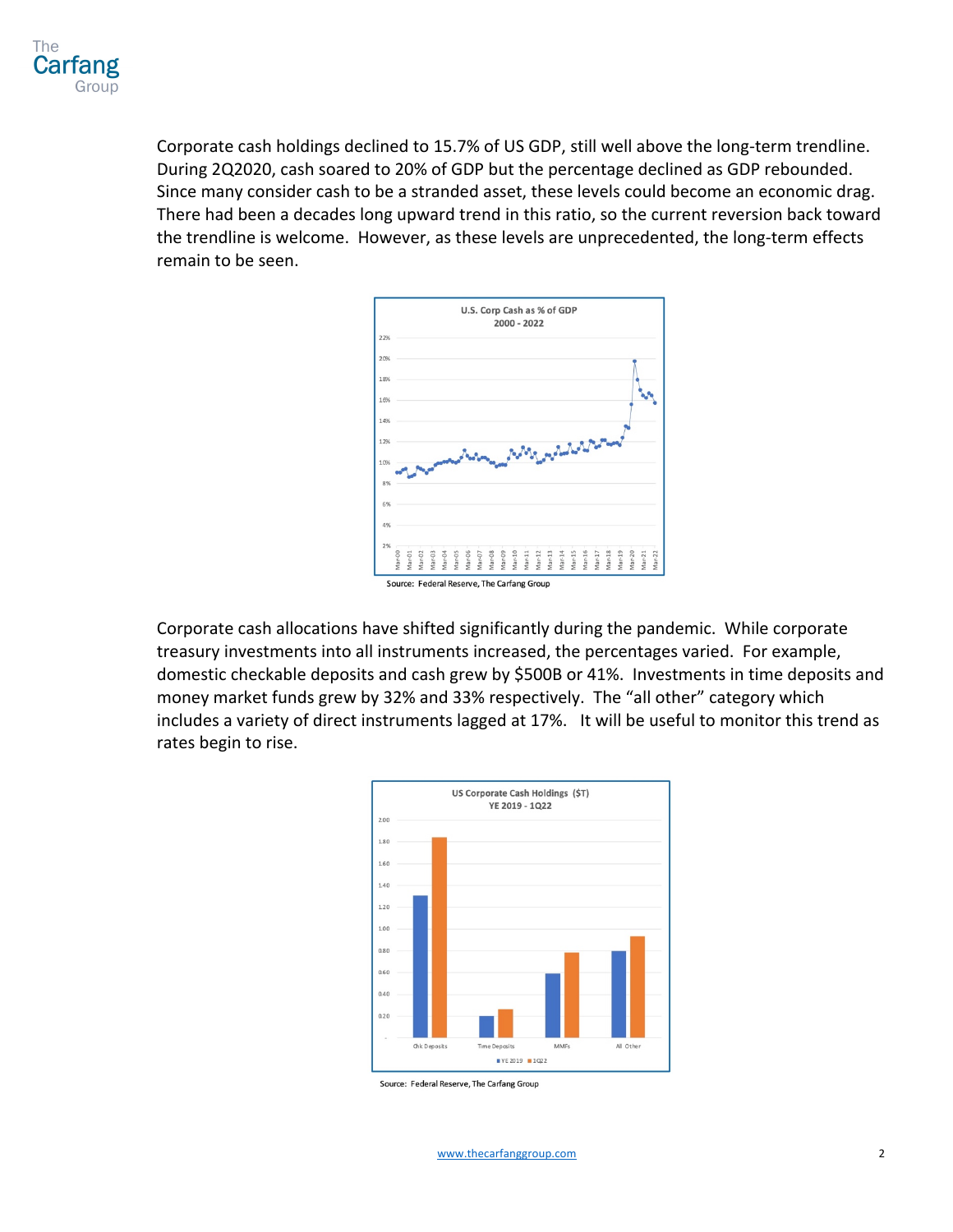Corporate cash holdings declined to 15.7% of US GDP, still well above the long-term trendline. During 2Q2020, cash soared to 20% of GDP but the percentage declined as GDP rebounded. Since many consider cash to be a stranded asset, these levels could become an economic drag. There had been a decades long upward trend in this ratio, so the current reversion back toward the trendline is welcome. However, as these levels are unprecedented, the long-term effects remain to be seen.

**U.S. Corp Cash as % of GDP 2000 - 2022**

Source: Federal Reserve, The Carfang Group

Corporate cash allocations have shifted significantly during the pandemic. While corporate treasury investments into all instruments increased, the percentages varied. For example, domestic checkable deposits and cash grew by $500B or 41%. Investments in time deposits and money market funds grew by 32% and 33% respectively. The "all other" category which includes a variety of direct instruments lagged at 17%. It will be useful to monitor this trend as rates begin to rise.

**US Corporate Cash Holdings ($T) YE 2019 - 1Q22**

Source: Federal Reserve, The Carfang Group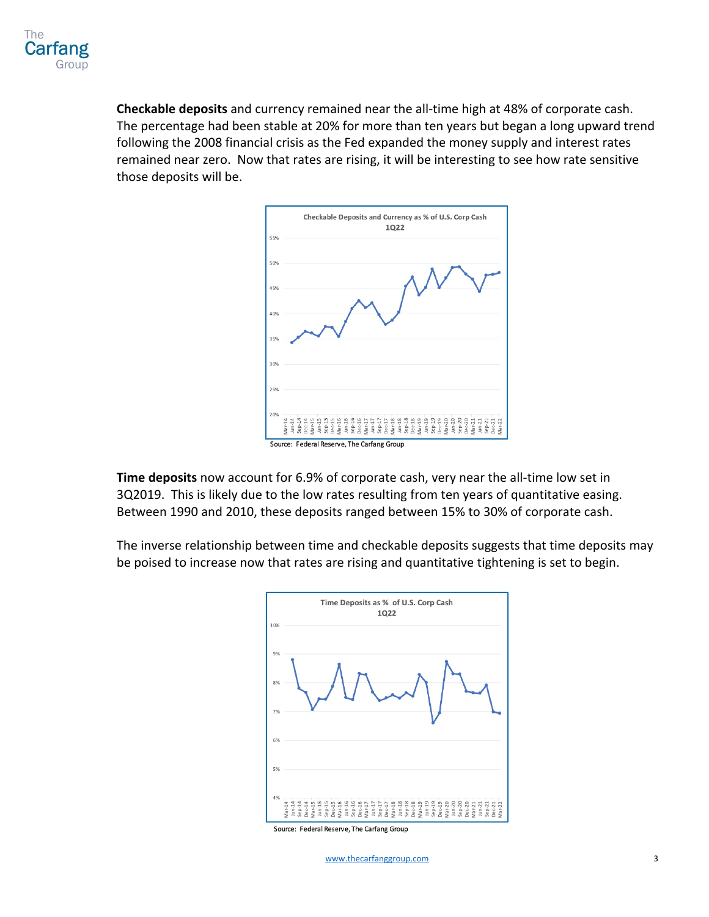**Checkable deposits** and currency remained near the all-time high at 48% of corporate cash. The percentage had been stable at 20% for more than ten years but began a long upward trend following the 2008 financial crisis as the Fed expanded the money supply and interest rates remained near zero. Now that rates are rising, it will be interesting to see how rate sensitive those deposits will be.

Checkable Deposits and Currency as % of U.S. Corp Cash
1Q22

Source: Federal Reserve, The Carfang Group

**Time deposits** now account for 6.9% of corporate cash, very near the all-time low set in 3Q2019. This is likely due to the low rates resulting from ten years of quantitative easing. Between 1990 and 2010, these deposits ranged between 15% to 30% of corporate cash.

The inverse relationship between time and checkable deposits suggests that time deposits may be poised to increase now that rates are rising and quantitative tightening is set to begin.

Time Deposits as % of U.S. Corp Cash
1Q22

Source: Federal Reserve, The Carfang Group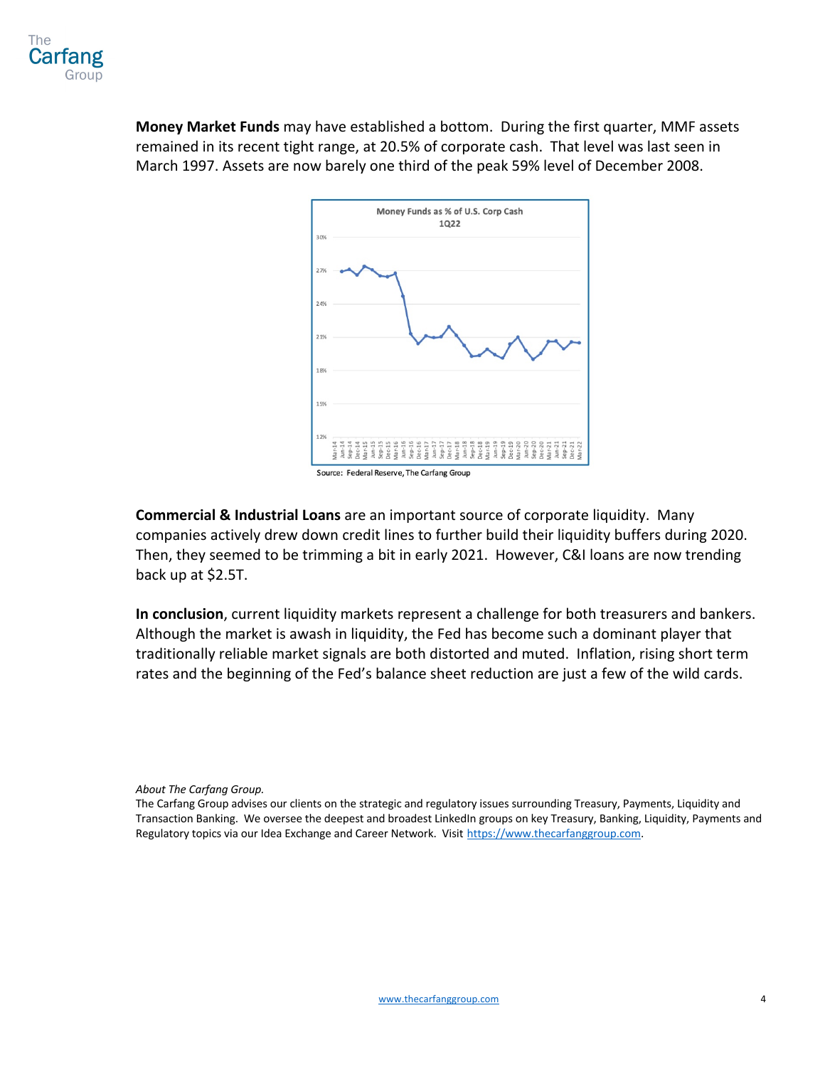**Money Market Funds** may have established a bottom. During the first quarter, MMF assets remained in its recent tight range, at 20.5% of corporate cash. That level was last seen in March 1997. Assets are now barely one third of the peak 59% level of December 2008.

Money Funds as % of U.S. Corp Cash
1Q22

30%
27%
24%
21%
18%
15%
12%

Mar-14, Jun-14, Sep-14, Dec-14, Mar-15, Jun-15, Sep-15, Dec-15, Mar-16, Jun-16, Sep-16, Dec-16, Mar-17, Jun-17, Sep-17, Dec-17, Mar-18, Jun-18, Sep-18, Dec-18, Mar-19, Jun-19, Sep-19, Dec-19, Mar-20, Jun-20, Sep-20, Dec-20, Mar-21, Jun-21, Sep-21, Dec-21, Mar-22

Source: Federal Reserve, The Carfang Group

**Commercial & Industrial Loans** are an important source of corporate liquidity. Many companies actively drew down credit lines to further build their liquidity buffers during 2020. Then, they seemed to be trimming a bit in early 2021. However, C&I loans are now trending back up at $2.5T.

**In conclusion**, current liquidity markets represent a challenge for both treasurers and bankers. Although the market is awash in liquidity, the Fed has become such a dominant player that traditionally reliable market signals are both distorted and muted. Inflation, rising short term rates and the beginning of the Fed's balance sheet reduction are just a few of the wild cards.

*About The Carfang Group.*
The Carfang Group advises our clients on the strategic and regulatory issues surrounding Treasury, Payments, Liquidity and Transaction Banking. We oversee the deepest and broadest LinkedIn groups on key Treasury, Banking, Liquidity, Payments and Regulatory topics via our Idea Exchange and Career Network. Visit https://www.thecarfanggroup.com.